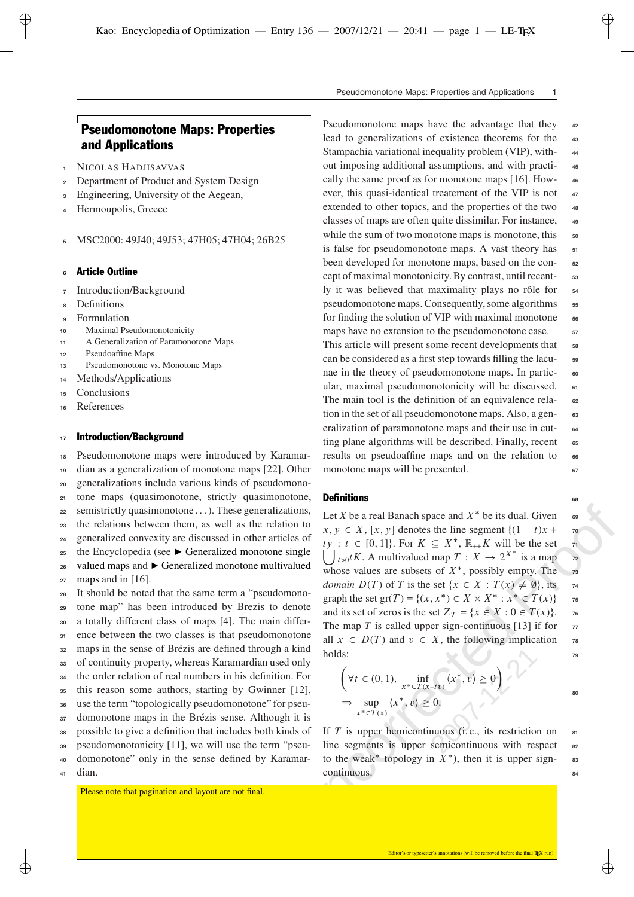# Pseudomonotone Maps: Properties and Applications

NICOLAS HADJISAVVAS
Department of Product and System Design
Engineering, University of the Aegean,
Hermoupolis, Greece

MSC2000: 49J40; 49J53; 47H05; 47H04; 26B25

## Article Outline

Introduction/Background
Definitions
Formulation
  Maximal Pseudomonotonicity
  A Generalization of Paramonotone Maps
  Pseudoaffine Maps
  Pseudomonotone vs. Monotone Maps
Methods/Applications
Conclusions
References

## Introduction/Background

Pseudomonotone maps were introduced by Karamardian as a generalization of monotone maps [22]. Other generalizations include various kinds of pseudomonotone maps (quasimonotone, strictly quasimonotone, semistrictly quasimonotone ...). These generalizations, the relations between them, as well as the relation to generalized convexity are discussed in other articles of the Encyclopedia (see ► Generalized monotone single valued maps and ► Generalized monotone multivalued maps and in [16].

It should be noted that the same term a "pseudomonotone map" has been introduced by Brezis to denote a totally different class of maps [4]. The main difference between the two classes is that pseudomonotone maps in the sense of Brézis are defined through a kind of continuity property, whereas Karamardian used only the order relation of real numbers in his definition. For this reason some authors, starting by Gwinner [12], use the term "topologically pseudomonotone" for pseudomonotone maps in the Brézis sense. Although it is possible to give a definition that includes both kinds of pseudomonotonicity [11], we will use the term "pseudomonotone" only in the sense defined by Karamardian.

Pseudomonotone maps have the advantage that they lead to generalizations of existence theorems for the Stampachia variational inequality problem (VIP), without imposing additional assumptions, and with practically the same proof as for monotone maps [16]. However, this quasi-identical treatement of the VIP is not extended to other topics, and the properties of the two classes of maps are often quite dissimilar. For instance, while the sum of two monotone maps is monotone, this is false for pseudomonotone maps. A vast theory has been developed for monotone maps, based on the concept of maximal monotonicity. By contrast, until recently it was believed that maximality plays no rôle for pseudomonotone maps. Consequently, some algorithms for finding the solution of VIP with maximal monotone maps have no extension to the pseudomonotone case. This article will present some recent developments that can be considered as a first step towards filling the lacunae in the theory of pseudomonotone maps. In particular, maximal pseudomonotonicity will be discussed. The main tool is the definition of an equivalence relation in the set of all pseudomonotone maps. Also, a generalization of paramonotone maps and their use in cutting plane algorithms will be described. Finally, recent results on pseudoaffine maps and on the relation to monotone maps will be presented.

## Definitions

Let $X$ be a real Banach space and $X^*$ be its dual. Given $x, y \in X$, $[x, y]$ denotes the line segment $\{(1-t)x + ty : t \in [0,1]\}$. For $K \subseteq X^*$, $\mathbb{R}_{++}K$ will be the set $\bigcup_{t>0} tK$. A multivalued map $T : X \to 2^{X^*}$ is a map whose values are subsets of $X^*$, possibly empty. The *domain* $D(T)$ of $T$ is the set $\{x \in X : T(x) \neq \emptyset\}$, its graph the set $\mathrm{gr}(T) = \{(x, x^*) \in X \times X^* : x^* \in T(x)\}$ and its set of zeros is the set $Z_T = \{x \in X : 0 \in T(x)\}$. The map $T$ is called upper sign-continuous [13] if for all $x \in D(T)$ and $v \in X$, the following implication holds:

$$\left(\forall t \in (0,1), \quad \inf_{x^* \in T(x+tv)} \langle x^*, v\rangle \geq 0\right) \Rightarrow \sup_{x^* \in T(x)} \langle x^*, v\rangle \geq 0.$$

If $T$ is upper hemicontinuous (i.e., its restriction on line segments is upper semicontinuous with respect to the weak* topology in $X^*$), then it is upper sign-continuous.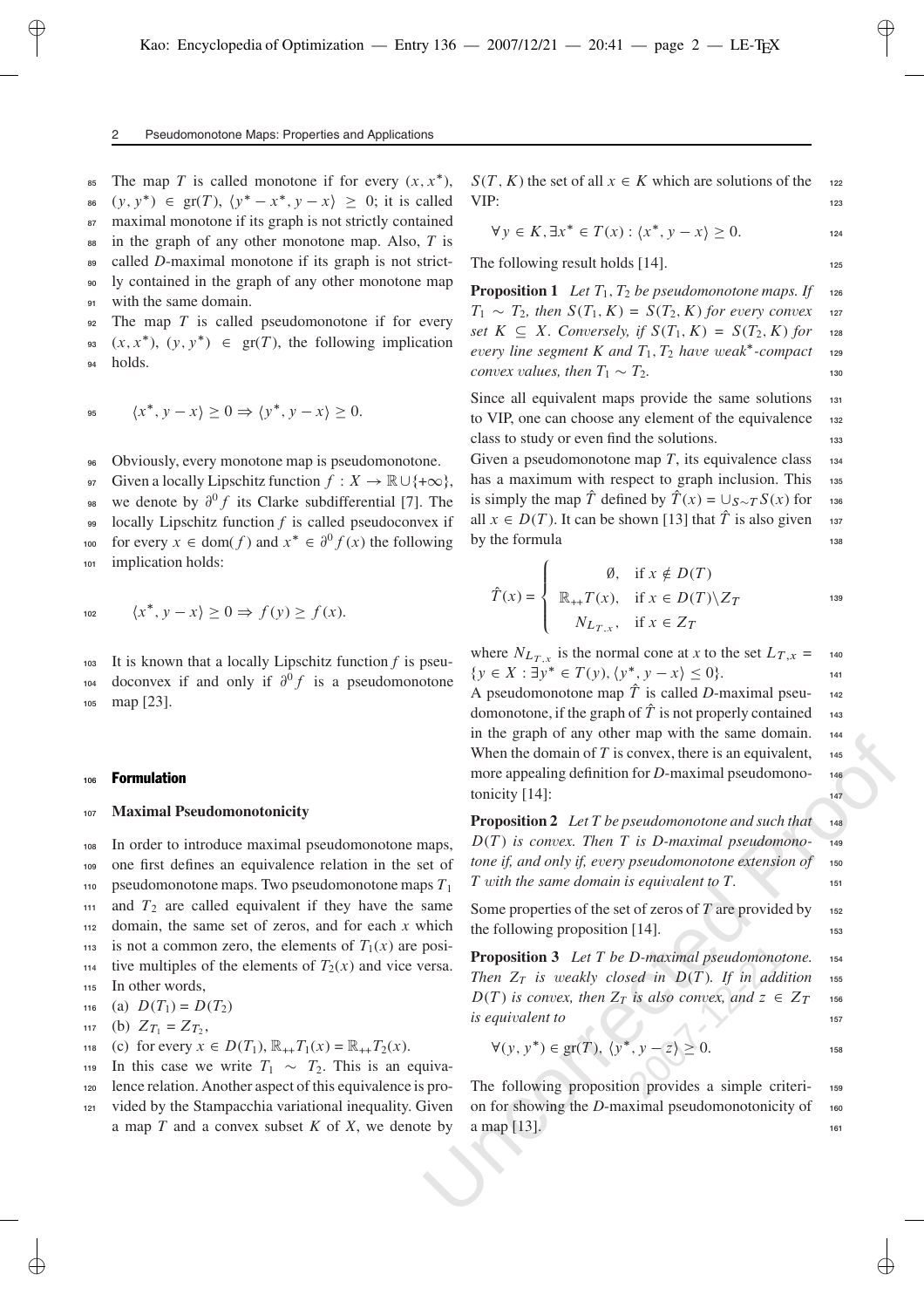The map $T$ is called monotone if for every $(x, x^*)$, $(y, y^*) \in \text{gr}(T)$, $\langle y^* - x^*, y - x \rangle \geq 0$; it is called maximal monotone if its graph is not strictly contained in the graph of any other monotone map. Also, $T$ is called $D$-maximal monotone if its graph is not strictly contained in the graph of any other monotone map with the same domain.

The map $T$ is called pseudomonotone if for every $(x, x^*)$, $(y, y^*) \in \text{gr}(T)$, the following implication holds.

$$\langle x^*, y - x \rangle \geq 0 \Rightarrow \langle y^*, y - x \rangle \geq 0.$$

Obviously, every monotone map is pseudomonotone.

Given a locally Lipschitz function $f : X \to \mathbb{R} \cup \{+\infty\}$, we denote by $\partial^0 f$ its Clarke subdifferential [7]. The locally Lipschitz function $f$ is called pseudoconvex if for every $x \in \text{dom}(f)$ and $x^* \in \partial^0 f(x)$ the following implication holds:

$$\langle x^*, y - x \rangle \geq 0 \Rightarrow f(y) \geq f(x).$$

It is known that a locally Lipschitz function $f$ is pseudoconvex if and only if $\partial^0 f$ is a pseudomonotone map [23].

## Formulation

### Maximal Pseudomonotonicity

In order to introduce maximal pseudomonotone maps, one first defines an equivalence relation in the set of pseudomonotone maps. Two pseudomonotone maps $T_1$ and $T_2$ are called equivalent if they have the same domain, the same set of zeros, and for each $x$ which is not a common zero, the elements of $T_1(x)$ are positive multiples of the elements of $T_2(x)$ and vice versa. In other words,

(a) $D(T_1) = D(T_2)$

(b) $Z_{T_1} = Z_{T_2}$,

(c) for every $x \in D(T_1)$, $\mathbb{R}_{++} T_1(x) = \mathbb{R}_{++} T_2(x)$.

In this case we write $T_1 \sim T_2$. This is an equivalence relation. Another aspect of this equivalence is provided by the Stampacchia variational inequality. Given a map $T$ and a convex subset $K$ of $X$, we denote by $S(T, K)$ the set of all $x \in K$ which are solutions of the VIP:

$$\forall y \in K, \exists x^* \in T(x) : \langle x^*, y - x \rangle \geq 0.$$

The following result holds [14].

**Proposition 1** *Let $T_1, T_2$ be pseudomonotone maps. If $T_1 \sim T_2$, then $S(T_1, K) = S(T_2, K)$ for every convex set $K \subseteq X$. Conversely, if $S(T_1, K) = S(T_2, K)$ for every line segment $K$ and $T_1, T_2$ have weak\*-compact convex values, then $T_1 \sim T_2$.*

Since all equivalent maps provide the same solutions to VIP, one can choose any element of the equivalence class to study or even find the solutions.

Given a pseudomonotone map $T$, its equivalence class has a maximum with respect to graph inclusion. This is simply the map $\hat{T}$ defined by $\hat{T}(x) = \cup_{S \sim T} S(x)$ for all $x \in D(T)$. It can be shown [13] that $\hat{T}$ is also given by the formula

$$\hat{T}(x) = \begin{cases} \emptyset, & \text{if } x \notin D(T) \\ \mathbb{R}_{++} T(x), & \text{if } x \in D(T) \setminus Z_T \\ N_{L_{T,x}}, & \text{if } x \in Z_T \end{cases}$$

where $N_{L_{T,x}}$ is the normal cone at $x$ to the set $L_{T,x} = \{y \in X : \exists y^* \in T(y), \langle y^*, y - x \rangle \leq 0\}$.

A pseudomonotone map $\hat{T}$ is called $D$-maximal pseudomonotone, if the graph of $\hat{T}$ is not properly contained in the graph of any other map with the same domain. When the domain of $T$ is convex, there is an equivalent, more appealing definition for $D$-maximal pseudomonotonicity [14]:

**Proposition 2** *Let $T$ be pseudomonotone and such that $D(T)$ is convex. Then $T$ is $D$-maximal pseudomonotone if, and only if, every pseudomonotone extension of $T$ with the same domain is equivalent to $T$.*

Some properties of the set of zeros of $T$ are provided by the following proposition [14].

**Proposition 3** *Let $T$ be $D$-maximal pseudomonotone. Then $Z_T$ is weakly closed in $D(T)$. If in addition $D(T)$ is convex, then $Z_T$ is also convex, and $z \in Z_T$ is equivalent to*

$$\forall (y, y^*) \in \text{gr}(T), \langle y^*, y - z \rangle \geq 0.$$

The following proposition provides a simple criterion for showing the $D$-maximal pseudomonotonicity of a map [13].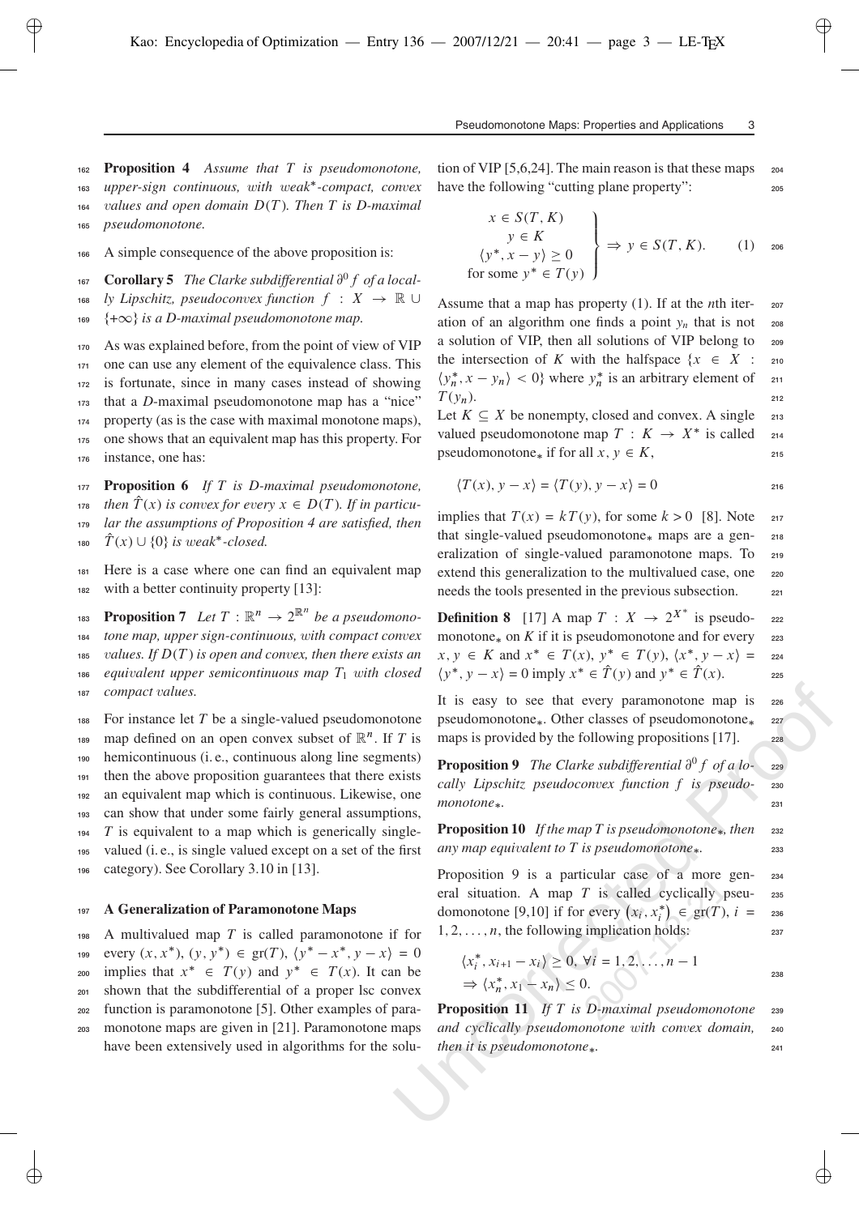**Proposition 4** *Assume that $T$ is pseudomonotone, upper-sign continuous, with weak$^*$-compact, convex values and open domain $D(T)$. Then $T$ is D-maximal pseudomonotone.*

A simple consequence of the above proposition is:

**Corollary 5** *The Clarke subdifferential $\partial^0 f$ of a locally Lipschitz, pseudoconvex function $f : X \to \mathbb{R} \cup \{+\infty\}$ is a D-maximal pseudomonotone map.*

As was explained before, from the point of view of VIP one can use any element of the equivalence class. This is fortunate, since in many cases instead of showing that a $D$-maximal pseudomonotone map has a "nice" property (as is the case with maximal monotone maps), one shows that an equivalent map has this property. For instance, one has:

**Proposition 6** *If $T$ is D-maximal pseudomonotone, then $\hat{T}(x)$ is convex for every $x \in D(T)$. If in particular the assumptions of Proposition 4 are satisfied, then $\hat{T}(x) \cup \{0\}$ is weak$^*$-closed.*

Here is a case where one can find an equivalent map with a better continuity property [13]:

**Proposition 7** *Let $T : \mathbb{R}^n \to 2^{\mathbb{R}^n}$ be a pseudomonotone map, upper sign-continuous, with compact convex values. If $D(T)$ is open and convex, then there exists an equivalent upper semicontinuous map $T_1$ with closed compact values.*

For instance let $T$ be a single-valued pseudomonotone map defined on an open convex subset of $\mathbb{R}^n$. If $T$ is hemicontinuous (i. e., continuous along line segments) then the above proposition guarantees that there exists an equivalent map which is continuous. Likewise, one can show that under some fairly general assumptions, $T$ is equivalent to a map which is generically single-valued (i. e., is single valued except on a set of the first category). See Corollary 3.10 in [13].

## A Generalization of Paramonotone Maps

A multivalued map $T$ is called paramonotone if for every $(x, x^*)$, $(y, y^*) \in \mathrm{gr}(T)$, $\langle y^* - x^*, y - x\rangle = 0$ implies that $x^* \in T(y)$ and $y^* \in T(x)$. It can be shown that the subdifferential of a proper lsc convex function is paramonotone [5]. Other examples of paramonotone maps are given in [21]. Paramonotone maps have been extensively used in algorithms for the solution of VIP [5,6,24]. The main reason is that these maps have the following "cutting plane property":

$$\left.\begin{array}{c} x \in S(T, K) \\ y \in K \\ \langle y^*, x - y\rangle \geq 0 \\ \text{for some } y^* \in T(y) \end{array}\right\} \Rightarrow y \in S(T, K). \qquad (1)$$

Assume that a map has property (1). If at the $n$th iteration of an algorithm one finds a point $y_n$ that is not a solution of VIP, then all solutions of VIP belong to the intersection of $K$ with the halfspace $\{x \in X : \langle y_n^*, x - y_n\rangle < 0\}$ where $y_n^*$ is an arbitrary element of $T(y_n)$.

Let $K \subseteq X$ be nonempty, closed and convex. A single valued pseudomonotone map $T : K \to X^*$ is called pseudomonotone$_*$ if for all $x, y \in K$,

$$\langle T(x), y - x\rangle = \langle T(y), y - x\rangle = 0$$

implies that $T(x) = kT(y)$, for some $k > 0$ [8]. Note that single-valued pseudomonotone$_*$ maps are a generalization of single-valued paramonotone maps. To extend this generalization to the multivalued case, one needs the tools presented in the previous subsection.

**Definition 8** [17] A map $T : X \to 2^{X^*}$ is pseudomonotone$_*$ on $K$ if it is pseudomonotone and for every $x, y \in K$ and $x^* \in T(x)$, $y^* \in T(y)$, $\langle x^*, y - x\rangle = \langle y^*, y - x\rangle = 0$ imply $x^* \in \hat{T}(y)$ and $y^* \in \hat{T}(x)$.

It is easy to see that every paramonotone map is pseudomonotone$_*$. Other classes of pseudomonotone$_*$ maps is provided by the following propositions [17].

**Proposition 9** *The Clarke subdifferential $\partial^0 f$ of a locally Lipschitz pseudoconvex function $f$ is pseudomonotone$_*$.*

**Proposition 10** *If the map $T$ is pseudomonotone$_*$, then any map equivalent to $T$ is pseudomonotone$_*$.*

Proposition 9 is a particular case of a more general situation. A map $T$ is called cyclically pseudomonotone [9,10] if for every $(x_i, x_i^*) \in \mathrm{gr}(T)$, $i = 1, 2, \ldots, n$, the following implication holds:

$$\langle x_i^*, x_{i+1} - x_i\rangle \geq 0, \ \forall i = 1, 2, \ldots, n-1$$
$$\Rightarrow \langle x_n^*, x_1 - x_n\rangle \leq 0.$$

**Proposition 11** *If $T$ is D-maximal pseudomonotone and cyclically pseudomonotone with convex domain, then it is pseudomonotone$_*$.*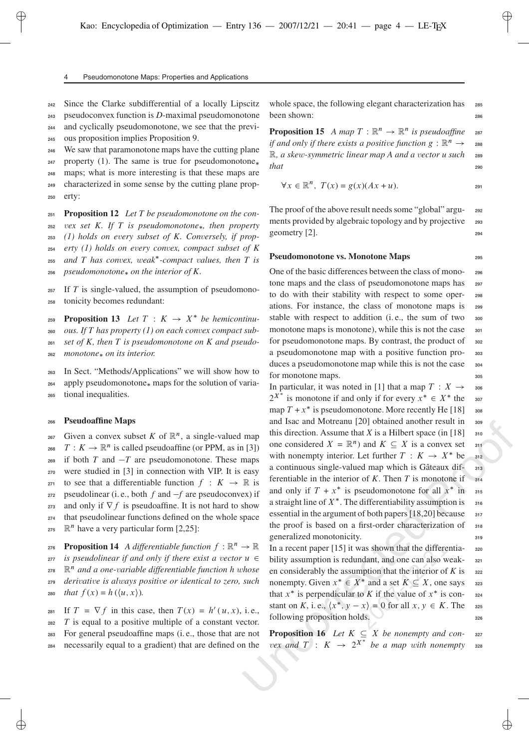Since the Clarke subdifferential of a locally Lipscitz pseudoconvex function is $D$-maximal pseudomonotone and cyclically pseudomonotone, we see that the previous proposition implies Proposition 9.

We saw that paramonotone maps have the cutting plane property (1). The same is true for pseudomonotone$_*$ maps; what is more interesting is that these maps are characterized in some sense by the cutting plane property:

**Proposition 12** *Let $T$ be pseudomonotone on the convex set $K$. If $T$ is pseudomonotone$_*$, then property (1) holds on every subset of $K$. Conversely, if property (1) holds on every convex, compact subset of $K$ and $T$ has convex, weak$^*$-compact values, then $T$ is pseudomonotone$_*$ on the interior of $K$.*

If $T$ is single-valued, the assumption of pseudomonotonicity becomes redundant:

**Proposition 13** *Let $T : K \to X^*$ be hemicontinuous. If $T$ has property (1) on each convex compact subset of $K$, then $T$ is pseudomonotone on $K$ and pseudomonotone$_*$ on its interior.*

In Sect. "Methods/Applications" we will show how to apply pseudomonotone$_*$ maps for the solution of variational inequalities.

## Pseudoaffine Maps

Given a convex subset $K$ of $\mathbb{R}^n$, a single-valued map $T : K \to \mathbb{R}^n$ is called pseudoaffine (or PPM, as in [3]) if both $T$ and $-T$ are pseudomonotone. These maps were studied in [3] in connection with VIP. It is easy to see that a differentiable function $f : K \to \mathbb{R}$ is pseudolinear (i. e., both $f$ and $-f$ are pseudoconvex) if and only if $\nabla f$ is pseudoaffine. It is not hard to show that pseudolinear functions defined on the whole space $\mathbb{R}^n$ have a very particular form [2,25]:

**Proposition 14** *A differentiable function $f : \mathbb{R}^n \to \mathbb{R}$ is pseudolinear if and only if there exist a vector $u \in \mathbb{R}^n$ and a one-variable differentiable function $h$ whose derivative is always positive or identical to zero, such that $f(x) = h(\langle u, x\rangle)$.*

If $T = \nabla f$ in this case, then $T(x) = h'(u, x)$, i. e., $T$ is equal to a positive multiple of a constant vector. For general pseudoaffine maps (i. e., those that are not necessarily equal to a gradient) that are defined on the whole space, the following elegant characterization has been shown:

**Proposition 15** *A map $T : \mathbb{R}^n \to \mathbb{R}^n$ is pseudoaffine if and only if there exists a positive function $g : \mathbb{R}^n \to \mathbb{R}$, a skew-symmetric linear map $A$ and a vector $u$ such that*

$$\forall x \in \mathbb{R}^n,\ T(x) = g(x)(Ax + u).$$

The proof of the above result needs some "global" arguments provided by algebraic topology and by projective geometry [2].

## Pseudomonotone vs. Monotone Maps

One of the basic differences between the class of monotone maps and the class of pseudomonotone maps has to do with their stability with respect to some operations. For instance, the class of monotone maps is stable with respect to addition (i. e., the sum of two monotone maps is monotone), while this is not the case for pseudomonotone maps. By contrast, the product of a pseudomonotone map with a positive function produces a pseudomonotone map while this is not the case for monotone maps.

In particular, it was noted in [1] that a map $T : X \to 2^{X^*}$ is monotone if and only if for every $x^* \in X^*$ the map $T + x^*$ is pseudomonotone. More recently He [18] and Isac and Motreanu [20] obtained another result in this direction. Assume that $X$ is a Hilbert space (in [18] one considered $X = \mathbb{R}^n$) and $K \subseteq X$ is a convex set with nonempty interior. Let further $T : K \to X^*$ be a continuous single-valued map which is Gâteaux differentiable in the interior of $K$. Then $T$ is monotone if and only if $T + x^*$ is pseudomonotone for all $x^*$ in a straight line of $X^*$. The differentiability assumption is essential in the argument of both papers [18,20] because the proof is based on a first-order characterization of generalized monotonicity.

In a recent paper [15] it was shown that the differentiability assumption is redundant, and one can also weaken considerably the assumption that the interior of $K$ is nonempty. Given $x^* \in X^*$ and a set $K \subseteq X$, one says that $x^*$ is perpendicular to $K$ if the value of $x^*$ is constant on $K$, i. e., $\langle x^*, y - x\rangle = 0$ for all $x, y \in K$. The following proposition holds.

**Proposition 16** *Let $K \subseteq X$ be nonempty and convex and $T : K \to 2^{X^*}$ be a map with nonempty*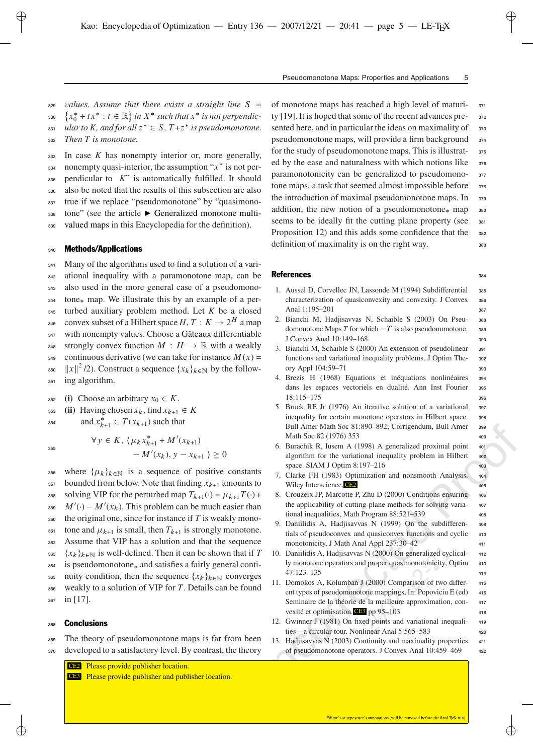*values. Assume that there exists a straight line $S = \{x_0^* + tx^* : t \in \mathbb{R}\}$ in $X^*$ such that $x^*$ is not perpendicular to $K$, and for all $z^* \in S$, $T + z^*$ is pseudomonotone. Then $T$ is monotone.*

In case $K$ has nonempty interior or, more generally, nonempty quasi-interior, the assumption "$x^*$ is not perpendicular to $K$" is automatically fulfilled. It should also be noted that the results of this subsection are also true if we replace "pseudomonotone" by "quasimonotone" (see the article ► Generalized monotone multivalued maps in this Encyclopedia for the definition).

## Methods/Applications

Many of the algorithms used to find a solution of a variational inequality with a paramonotone map, can be also used in the more general case of a pseudomonotone$_*$ map. We illustrate this by an example of a perturbed auxiliary problem method. Let $K$ be a closed convex subset of a Hilbert space $H$, $T : K \to 2^H$ a map with nonempty values. Choose a Gâteaux differentiable strongly convex function $M : H \to \mathbb{R}$ with a weakly continuous derivative (we can take for instance $M(x) = \|x\|^2/2$). Construct a sequence $\{x_k\}_{k\in\mathbb{N}}$ by the following algorithm.

**(i)** Choose an arbitrary $x_0 \in K$.

**(ii)** Having chosen $x_k$, find $x_{k+1} \in K$ and $x_{k+1}^* \in T(x_{k+1})$ such that

$$\forall y \in K,\ \langle \mu_k x_{k+1}^* + M'(x_{k+1}) - M'(x_k),\ y - x_{k+1} \rangle \geq 0$$

where $\{\mu_k\}_{k\in\mathbb{N}}$ is a sequence of positive constants bounded from below. Note that finding $x_{k+1}$ amounts to solving VIP for the perturbed map $T_{k+1}(\cdot) = \mu_{k+1}T(\cdot) + M'(\cdot) - M'(x_k)$. This problem can be much easier than the original one, since for instance if $T$ is weakly monotone and $\mu_{k+1}$ is small, then $T_{k+1}$ is strongly monotone. Assume that VIP has a solution and that the sequence $\{x_k\}_{k\in\mathbb{N}}$ is well-defined. Then it can be shown that if $T$ is pseudomonotone$_*$ and satisfies a fairly general continuity condition, then the sequence $\{x_k\}_{k\in\mathbb{N}}$ converges weakly to a solution of VIP for $T$. Details can be found in [17].

## Conclusions

The theory of pseudomonotone maps is far from been developed to a satisfactory level. By contrast, the theory of monotone maps has reached a high level of maturity [19]. It is hoped that some of the recent advances presented here, and in particular the ideas on maximality of pseudomonotone maps, will provide a firm background for the study of pseudomonotone maps. This is illustrated by the ease and naturalness with which notions like paramonotonicity can be generalized to pseudomonotone maps, a task that seemed almost impossible before the introduction of maximal pseudomonotone maps. In addition, the new notion of a pseudomonotone$_*$ map seems to be ideally fit the cutting plane property (see Proposition 12) and this adds some confidence that the definition of maximality is on the right way.

## References

1. Aussel D, Corvellec JN, Lassonde M (1994) Subdifferential characterization of quasiconvexity and convexity. J Convex Anal 1:195–201
2. Bianchi M, Hadjisavvas N, Schaible S (2003) On Pseudomonotone Maps $T$ for which $-T$ is also pseudomonotone. J Convex Anal 10:149–168
3. Bianchi M, Schaible S (2000) An extension of pseudolinear functions and variational inequality problems. J Optim Theory Appl 104:59–71
4. Brezis H (1968) Equations et inéquations nonlinéaires dans les espaces vectoriels en dualité. Ann Inst Fourier 18:115–175
5. Bruck RE Jr (1976) An iterative solution of a variational inequality for certain monotone operators in Hilbert space. Bull Amer Math Soc 81:890–892; Corrigendum, Bull Amer Math Soc 82 (1976) 353
6. Burachik R, Iusem A (1998) A generalized proximal point algorithm for the variational inequality problem in Hilbert space. SIAM J Optim 8:197–216
7. Clarke FH (1983) Optimization and nonsmooth Analysis. Wiley Interscience, CE2
8. Crouzeix JP, Marcotte P, Zhu D (2000) Conditions ensuring the applicability of cutting-plane methods for solving variational inequalities, Math Program 88:521–539
9. Daniilidis A, Hadjisavvas N (1999) On the subdifferentials of pseudoconvex and quasiconvex functions and cyclic monotonicity, J Math Anal Appl 237:30–42
10. Daniilidis A, Hadjisavvas N (2000) On generalized cyclically monotone operators and proper quasimonotonicity, Optim 47:123–135
11. Domokos A, Kolumban J (2000) Comparison of two different types of pseudomonotone mappings, In: Popoviciu E (ed) Seminaire de la théorie de la meilleure approximation, convexité et optimisation. CE3 pp 95–103
12. Gwinner J (1981) On fixed points and variational inequalities—a circular tour. Nonlinear Anal 5:565–583
13. Hadjisavvas N (2003) Continuity and maximality properties of pseudomonotone operators. J Convex Anal 10:459–469

CE2 Please provide publisher location.
CE3 Please provide publisher and publisher location.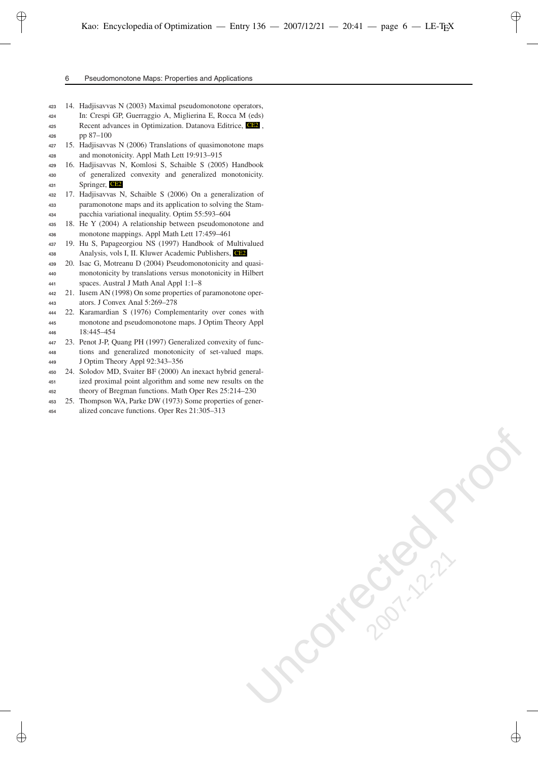14. Hadjisavvas N (2003) Maximal pseudomonotone operators, In: Crespi GP, Guerraggio A, Miglierina E, Rocca M (eds) Recent advances in Optimization. Datanova Editrice, CE2 , pp 87–100
15. Hadjisavvas N (2006) Translations of quasimonotone maps and monotonicity. Appl Math Lett 19:913–915
16. Hadjisavvas N, Komlosi S, Schaible S (2005) Handbook of generalized convexity and generalized monotonicity. Springer, CE2
17. Hadjisavvas N, Schaible S (2006) On a generalization of paramonotone maps and its application to solving the Stampacchia variational inequality. Optim 55:593–604
18. He Y (2004) A relationship between pseudomonotone and monotone mappings. Appl Math Lett 17:459–461
19. Hu S, Papageorgiou NS (1997) Handbook of Multivalued Analysis, vols I, II. Kluwer Academic Publishers, CE2
20. Isac G, Motreanu D (2004) Pseudomonotonicity and quasimonotonicity by translations versus monotonicity in Hilbert spaces. Austral J Math Anal Appl 1:1–8
21. Iusem AN (1998) On some properties of paramonotone operators. J Convex Anal 5:269–278
22. Karamardian S (1976) Complementarity over cones with monotone and pseudomonotone maps. J Optim Theory Appl 18:445–454
23. Penot J-P, Quang PH (1997) Generalized convexity of functions and generalized monotonicity of set-valued maps. J Optim Theory Appl 92:343–356
24. Solodov MD, Svaiter BF (2000) An inexact hybrid generalized proximal point algorithm and some new results on the theory of Bregman functions. Math Oper Res 25:214–230
25. Thompson WA, Parke DW (1973) Some properties of generalized concave functions. Oper Res 21:305–313